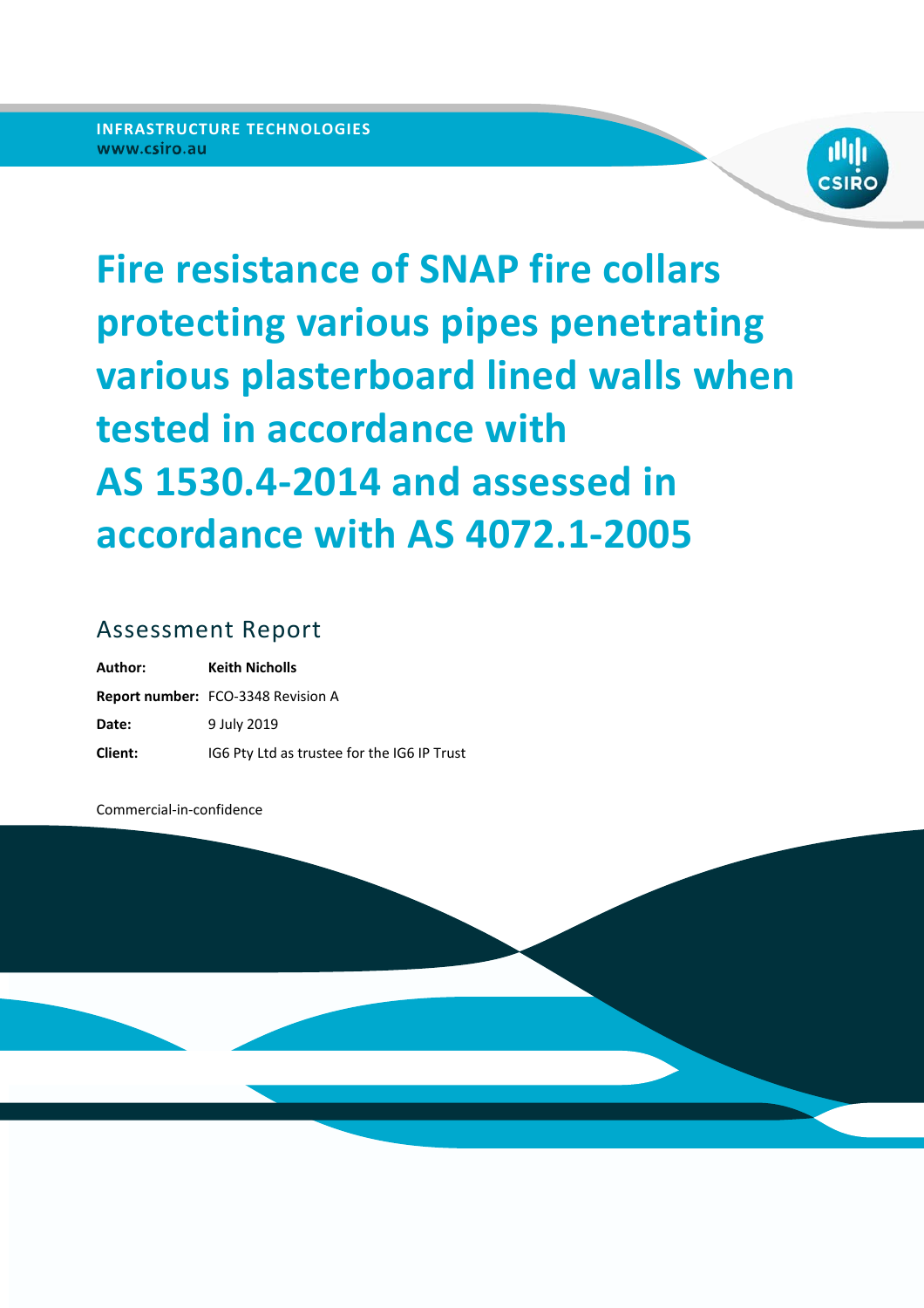INFRASTRUCTURE TECHNOLOGIES
www.csiro.au

# Fire resistance of SNAP fire collars protecting various pipes penetrating various plasterboard lined walls when tested in accordance with AS 1530.4-2014 and assessed in accordance with AS 4072.1-2005

## Assessment Report

**Author:** **Keith Nicholls**
**Report number:** FCO-3348 Revision A
**Date:** 9 July 2019
**Client:** IG6 Pty Ltd as trustee for the IG6 IP Trust

Commercial-in-confidence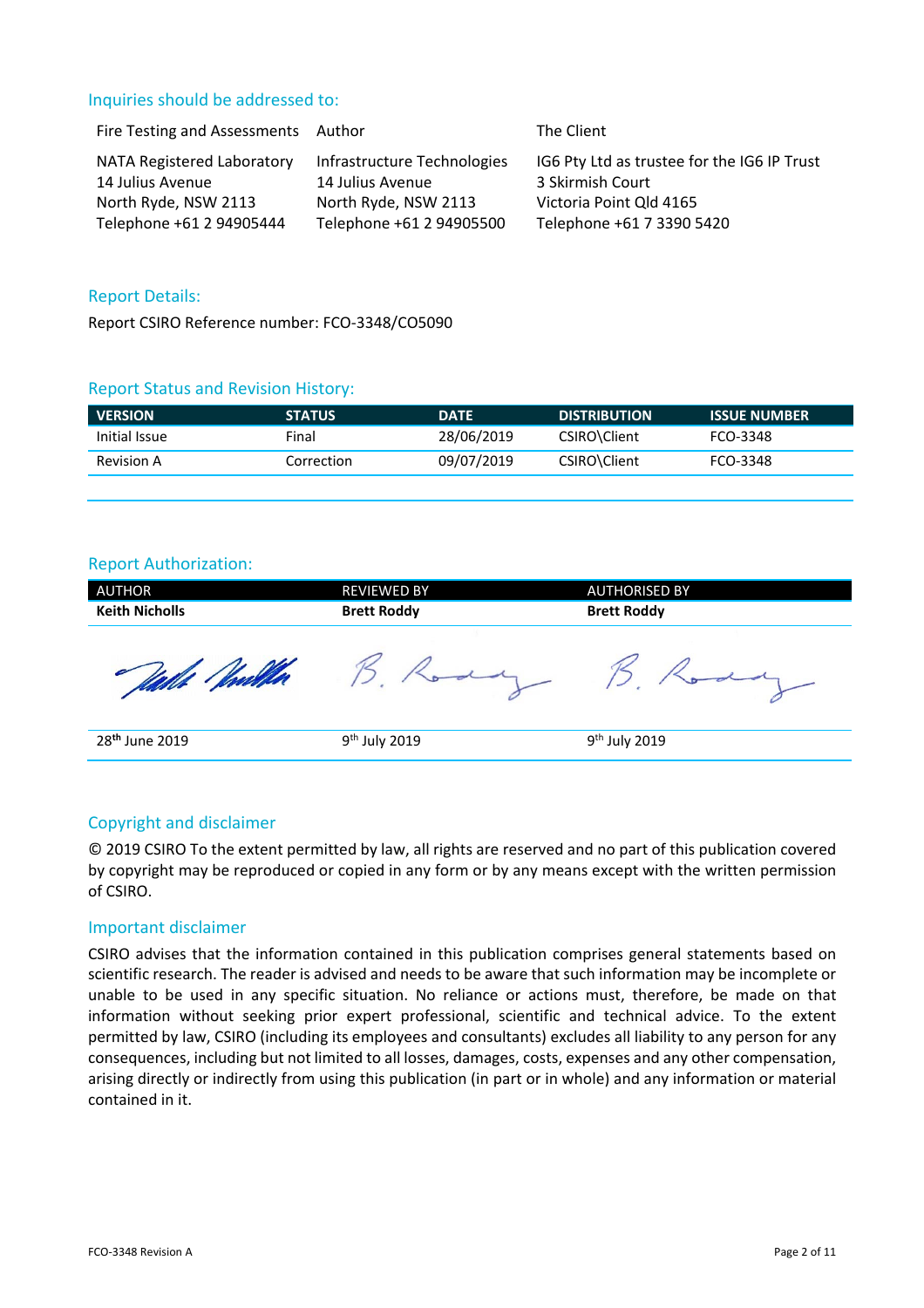## Inquiries should be addressed to:

| Fire Testing and Assessments | Author | The Client |
|---|---|---|
| NATA Registered Laboratory<br>14 Julius Avenue<br>North Ryde, NSW 2113<br>Telephone +61 2 94905444 | Infrastructure Technologies<br>14 Julius Avenue<br>North Ryde, NSW 2113<br>Telephone +61 2 94905500 | IG6 Pty Ltd as trustee for the IG6 IP Trust<br>3 Skirmish Court<br>Victoria Point Qld 4165<br>Telephone +61 7 3390 5420 |

## Report Details:

Report CSIRO Reference number: FCO-3348/CO5090

## Report Status and Revision History:

| VERSION | STATUS | DATE | DISTRIBUTION | ISSUE NUMBER |
|---|---|---|---|---|
| Initial Issue | Final | 28/06/2019 | CSIRO\Client | FCO-3348 |
| Revision A | Correction | 09/07/2019 | CSIRO\Client | FCO-3348 |

## Report Authorization:

| AUTHOR | REVIEWED BY | AUTHORISED BY |
|---|---|---|
| **Keith Nicholls** | **Brett Roddy** | **Brett Roddy** |
| 28th June 2019 | 9th July 2019 | 9th July 2019 |

## Copyright and disclaimer

© 2019 CSIRO To the extent permitted by law, all rights are reserved and no part of this publication covered by copyright may be reproduced or copied in any form or by any means except with the written permission of CSIRO.

## Important disclaimer

CSIRO advises that the information contained in this publication comprises general statements based on scientific research. The reader is advised and needs to be aware that such information may be incomplete or unable to be used in any specific situation. No reliance or actions must, therefore, be made on that information without seeking prior expert professional, scientific and technical advice. To the extent permitted by law, CSIRO (including its employees and consultants) excludes all liability to any person for any consequences, including but not limited to all losses, damages, costs, expenses and any other compensation, arising directly or indirectly from using this publication (in part or in whole) and any information or material contained in it.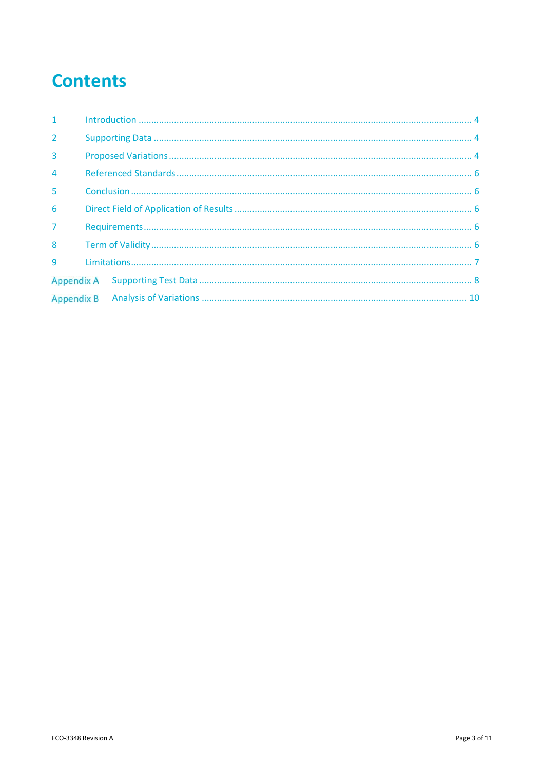# Contents

| | | |
|---|---|---|
| 1 | Introduction | 4 |
| 2 | Supporting Data | 4 |
| 3 | Proposed Variations | 4 |
| 4 | Referenced Standards | 6 |
| 5 | Conclusion | 6 |
| 6 | Direct Field of Application of Results | 6 |
| 7 | Requirements | 6 |
| 8 | Term of Validity | 6 |
| 9 | Limitations | 7 |
| Appendix A | Supporting Test Data | 8 |
| Appendix B | Analysis of Variations | 10 |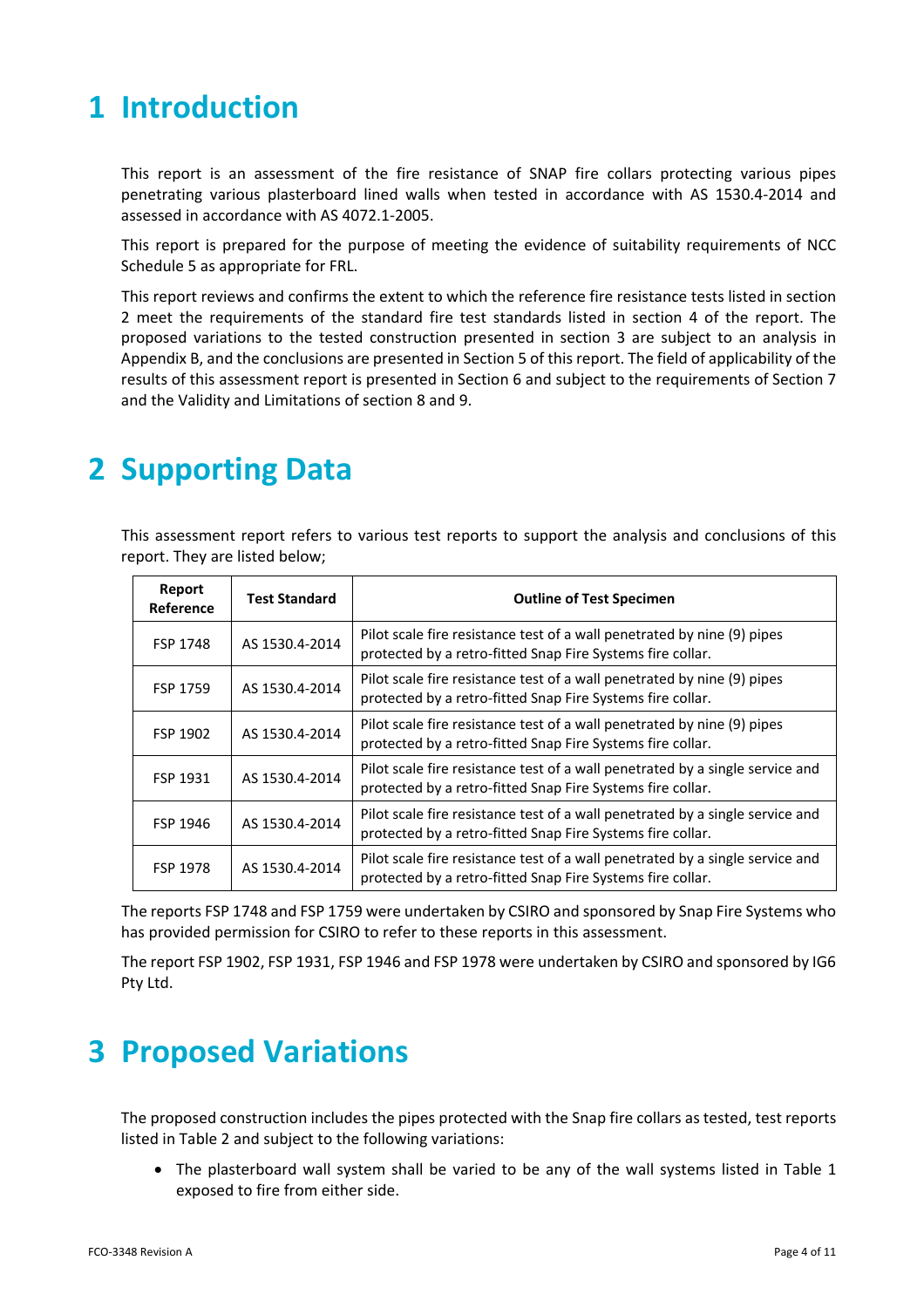# 1 Introduction

This report is an assessment of the fire resistance of SNAP fire collars protecting various pipes penetrating various plasterboard lined walls when tested in accordance with AS 1530.4-2014 and assessed in accordance with AS 4072.1-2005.

This report is prepared for the purpose of meeting the evidence of suitability requirements of NCC Schedule 5 as appropriate for FRL.

This report reviews and confirms the extent to which the reference fire resistance tests listed in section 2 meet the requirements of the standard fire test standards listed in section 4 of the report. The proposed variations to the tested construction presented in section 3 are subject to an analysis in Appendix B, and the conclusions are presented in Section 5 of this report. The field of applicability of the results of this assessment report is presented in Section 6 and subject to the requirements of Section 7 and the Validity and Limitations of section 8 and 9.

# 2 Supporting Data

This assessment report refers to various test reports to support the analysis and conclusions of this report. They are listed below;

| Report Reference | Test Standard | Outline of Test Specimen |
|---|---|---|
| FSP 1748 | AS 1530.4-2014 | Pilot scale fire resistance test of a wall penetrated by nine (9) pipes protected by a retro-fitted Snap Fire Systems fire collar. |
| FSP 1759 | AS 1530.4-2014 | Pilot scale fire resistance test of a wall penetrated by nine (9) pipes protected by a retro-fitted Snap Fire Systems fire collar. |
| FSP 1902 | AS 1530.4-2014 | Pilot scale fire resistance test of a wall penetrated by nine (9) pipes protected by a retro-fitted Snap Fire Systems fire collar. |
| FSP 1931 | AS 1530.4-2014 | Pilot scale fire resistance test of a wall penetrated by a single service and protected by a retro-fitted Snap Fire Systems fire collar. |
| FSP 1946 | AS 1530.4-2014 | Pilot scale fire resistance test of a wall penetrated by a single service and protected by a retro-fitted Snap Fire Systems fire collar. |
| FSP 1978 | AS 1530.4-2014 | Pilot scale fire resistance test of a wall penetrated by a single service and protected by a retro-fitted Snap Fire Systems fire collar. |

The reports FSP 1748 and FSP 1759 were undertaken by CSIRO and sponsored by Snap Fire Systems who has provided permission for CSIRO to refer to these reports in this assessment.

The report FSP 1902, FSP 1931, FSP 1946 and FSP 1978 were undertaken by CSIRO and sponsored by IG6 Pty Ltd.

# 3 Proposed Variations

The proposed construction includes the pipes protected with the Snap fire collars as tested, test reports listed in Table 2 and subject to the following variations:

- The plasterboard wall system shall be varied to be any of the wall systems listed in Table 1 exposed to fire from either side.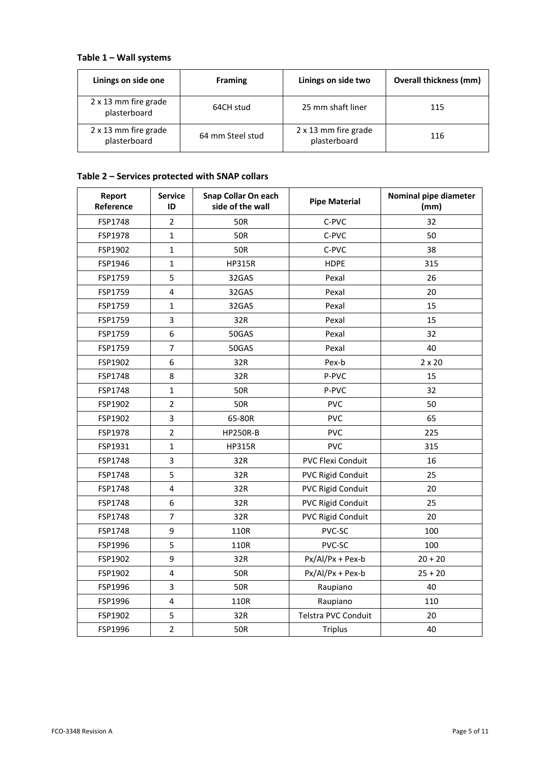**Table 1 – Wall systems**

| Linings on side one | Framing | Linings on side two | Overall thickness (mm) |
|---|---|---|---|
| 2 x 13 mm fire grade plasterboard | 64CH stud | 25 mm shaft liner | 115 |
| 2 x 13 mm fire grade plasterboard | 64 mm Steel stud | 2 x 13 mm fire grade plasterboard | 116 |

**Table 2 – Services protected with SNAP collars**

| Report Reference | Service ID | Snap Collar On each side of the wall | Pipe Material | Nominal pipe diameter (mm) |
|---|---|---|---|---|
| FSP1748 | 2 | 50R | C-PVC | 32 |
| FSP1978 | 1 | 50R | C-PVC | 50 |
| FSP1902 | 1 | 50R | C-PVC | 38 |
| FSP1946 | 1 | HP315R | HDPE | 315 |
| FSP1759 | 5 | 32GAS | Pexal | 26 |
| FSP1759 | 4 | 32GAS | Pexal | 20 |
| FSP1759 | 1 | 32GAS | Pexal | 15 |
| FSP1759 | 3 | 32R | Pexal | 15 |
| FSP1759 | 6 | 50GAS | Pexal | 32 |
| FSP1759 | 7 | 50GAS | Pexal | 40 |
| FSP1902 | 6 | 32R | Pex-b | 2 x 20 |
| FSP1748 | 8 | 32R | P-PVC | 15 |
| FSP1748 | 1 | 50R | P-PVC | 32 |
| FSP1902 | 2 | 50R | PVC | 50 |
| FSP1902 | 3 | 65-80R | PVC | 65 |
| FSP1978 | 2 | HP250R-B | PVC | 225 |
| FSP1931 | 1 | HP315R | PVC | 315 |
| FSP1748 | 3 | 32R | PVC Flexi Conduit | 16 |
| FSP1748 | 5 | 32R | PVC Rigid Conduit | 25 |
| FSP1748 | 4 | 32R | PVC Rigid Conduit | 20 |
| FSP1748 | 6 | 32R | PVC Rigid Conduit | 25 |
| FSP1748 | 7 | 32R | PVC Rigid Conduit | 20 |
| FSP1748 | 9 | 110R | PVC-SC | 100 |
| FSP1996 | 5 | 110R | PVC-SC | 100 |
| FSP1902 | 9 | 32R | Px/Al/Px + Pex-b | 20 + 20 |
| FSP1902 | 4 | 50R | Px/Al/Px + Pex-b | 25 + 20 |
| FSP1996 | 3 | 50R | Raupiano | 40 |
| FSP1996 | 4 | 110R | Raupiano | 110 |
| FSP1902 | 5 | 32R | Telstra PVC Conduit | 20 |
| FSP1996 | 2 | 50R | Triplus | 40 |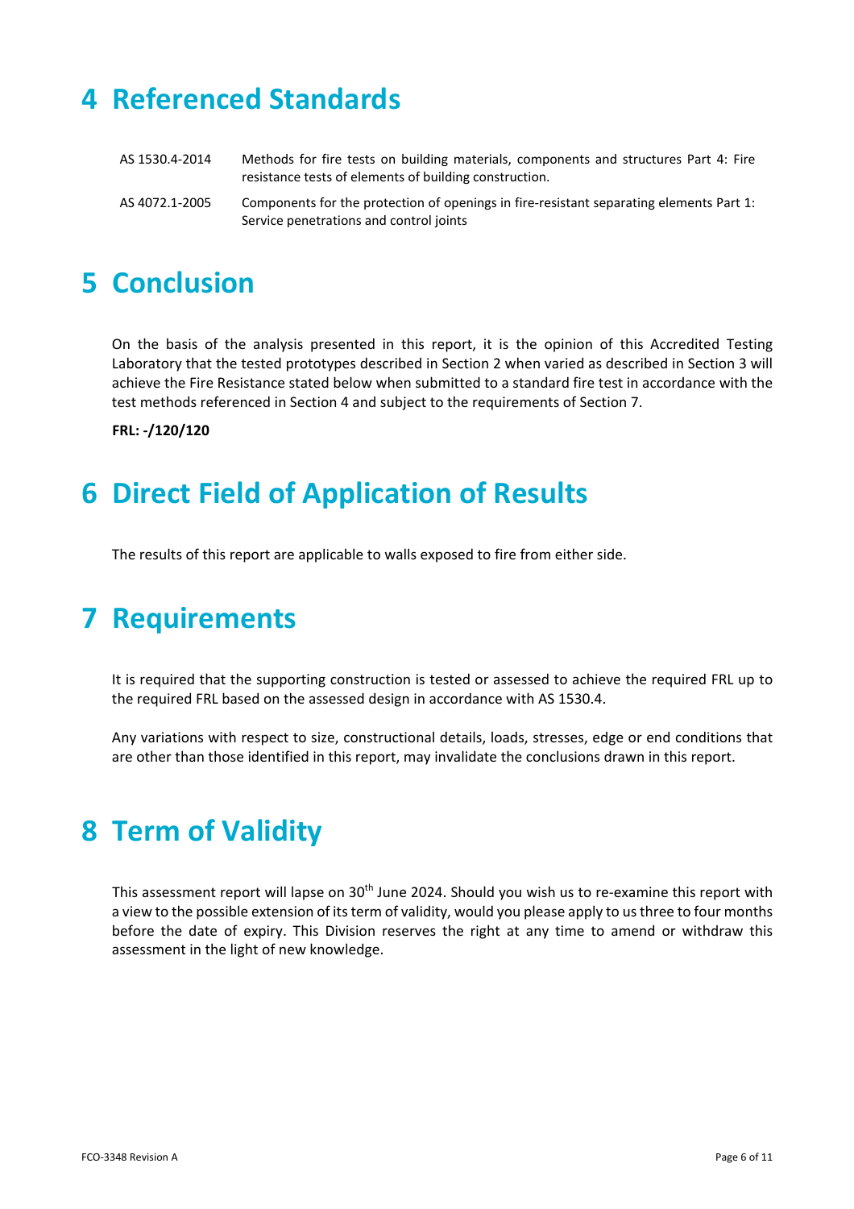# 4 Referenced Standards

| | |
|---|---|
| AS 1530.4-2014 | Methods for fire tests on building materials, components and structures Part 4: Fire resistance tests of elements of building construction. |
| AS 4072.1-2005 | Components for the protection of openings in fire-resistant separating elements Part 1: Service penetrations and control joints |

# 5 Conclusion

On the basis of the analysis presented in this report, it is the opinion of this Accredited Testing Laboratory that the tested prototypes described in Section 2 when varied as described in Section 3 will achieve the Fire Resistance stated below when submitted to a standard fire test in accordance with the test methods referenced in Section 4 and subject to the requirements of Section 7.

**FRL: -/120/120**

# 6 Direct Field of Application of Results

The results of this report are applicable to walls exposed to fire from either side.

# 7 Requirements

It is required that the supporting construction is tested or assessed to achieve the required FRL up to the required FRL based on the assessed design in accordance with AS 1530.4.

Any variations with respect to size, constructional details, loads, stresses, edge or end conditions that are other than those identified in this report, may invalidate the conclusions drawn in this report.

# 8 Term of Validity

This assessment report will lapse on 30th June 2024. Should you wish us to re-examine this report with a view to the possible extension of its term of validity, would you please apply to us three to four months before the date of expiry. This Division reserves the right at any time to amend or withdraw this assessment in the light of new knowledge.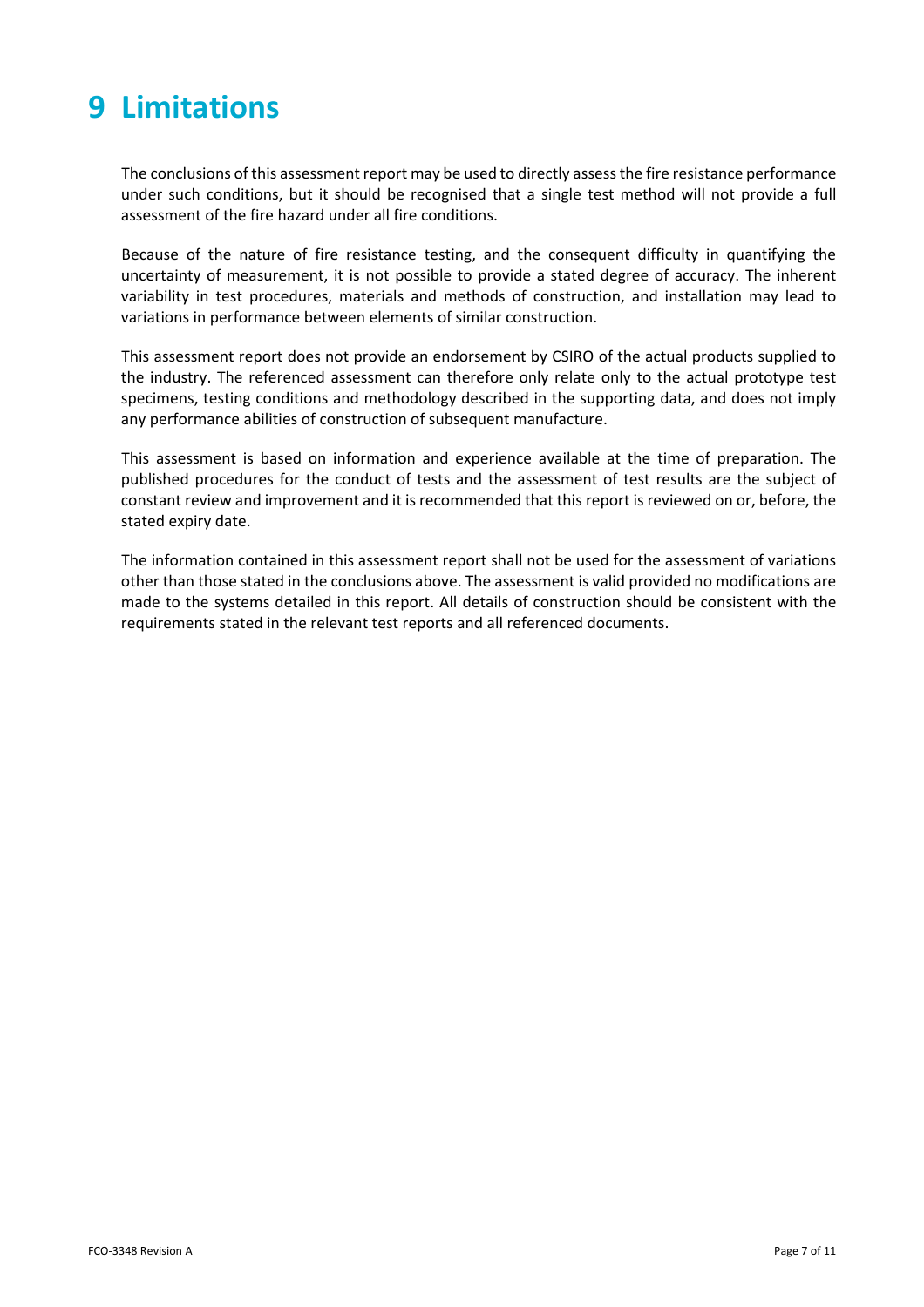# 9 Limitations

The conclusions of this assessment report may be used to directly assess the fire resistance performance under such conditions, but it should be recognised that a single test method will not provide a full assessment of the fire hazard under all fire conditions.

Because of the nature of fire resistance testing, and the consequent difficulty in quantifying the uncertainty of measurement, it is not possible to provide a stated degree of accuracy. The inherent variability in test procedures, materials and methods of construction, and installation may lead to variations in performance between elements of similar construction.

This assessment report does not provide an endorsement by CSIRO of the actual products supplied to the industry. The referenced assessment can therefore only relate only to the actual prototype test specimens, testing conditions and methodology described in the supporting data, and does not imply any performance abilities of construction of subsequent manufacture.

This assessment is based on information and experience available at the time of preparation. The published procedures for the conduct of tests and the assessment of test results are the subject of constant review and improvement and it is recommended that this report is reviewed on or, before, the stated expiry date.

The information contained in this assessment report shall not be used for the assessment of variations other than those stated in the conclusions above. The assessment is valid provided no modifications are made to the systems detailed in this report. All details of construction should be consistent with the requirements stated in the relevant test reports and all referenced documents.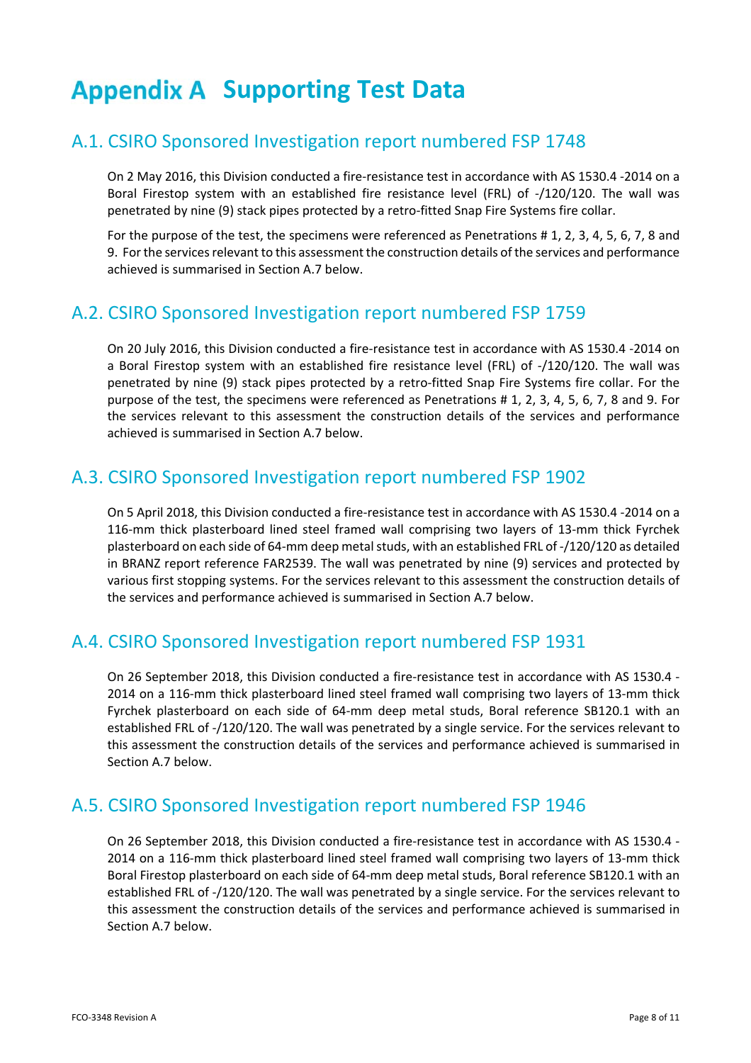# Appendix A Supporting Test Data

## A.1. CSIRO Sponsored Investigation report numbered FSP 1748

On 2 May 2016, this Division conducted a fire-resistance test in accordance with AS 1530.4 -2014 on a Boral Firestop system with an established fire resistance level (FRL) of -/120/120. The wall was penetrated by nine (9) stack pipes protected by a retro-fitted Snap Fire Systems fire collar.

For the purpose of the test, the specimens were referenced as Penetrations # 1, 2, 3, 4, 5, 6, 7, 8 and 9. For the services relevant to this assessment the construction details of the services and performance achieved is summarised in Section A.7 below.

## A.2. CSIRO Sponsored Investigation report numbered FSP 1759

On 20 July 2016, this Division conducted a fire-resistance test in accordance with AS 1530.4 -2014 on a Boral Firestop system with an established fire resistance level (FRL) of -/120/120. The wall was penetrated by nine (9) stack pipes protected by a retro-fitted Snap Fire Systems fire collar. For the purpose of the test, the specimens were referenced as Penetrations # 1, 2, 3, 4, 5, 6, 7, 8 and 9. For the services relevant to this assessment the construction details of the services and performance achieved is summarised in Section A.7 below.

## A.3. CSIRO Sponsored Investigation report numbered FSP 1902

On 5 April 2018, this Division conducted a fire-resistance test in accordance with AS 1530.4 -2014 on a 116-mm thick plasterboard lined steel framed wall comprising two layers of 13-mm thick Fyrchek plasterboard on each side of 64-mm deep metal studs, with an established FRL of -/120/120 as detailed in BRANZ report reference FAR2539. The wall was penetrated by nine (9) services and protected by various first stopping systems. For the services relevant to this assessment the construction details of the services and performance achieved is summarised in Section A.7 below.

## A.4. CSIRO Sponsored Investigation report numbered FSP 1931

On 26 September 2018, this Division conducted a fire-resistance test in accordance with AS 1530.4 - 2014 on a 116-mm thick plasterboard lined steel framed wall comprising two layers of 13-mm thick Fyrchek plasterboard on each side of 64-mm deep metal studs, Boral reference SB120.1 with an established FRL of -/120/120. The wall was penetrated by a single service. For the services relevant to this assessment the construction details of the services and performance achieved is summarised in Section A.7 below.

## A.5. CSIRO Sponsored Investigation report numbered FSP 1946

On 26 September 2018, this Division conducted a fire-resistance test in accordance with AS 1530.4 - 2014 on a 116-mm thick plasterboard lined steel framed wall comprising two layers of 13-mm thick Boral Firestop plasterboard on each side of 64-mm deep metal studs, Boral reference SB120.1 with an established FRL of -/120/120. The wall was penetrated by a single service. For the services relevant to this assessment the construction details of the services and performance achieved is summarised in Section A.7 below.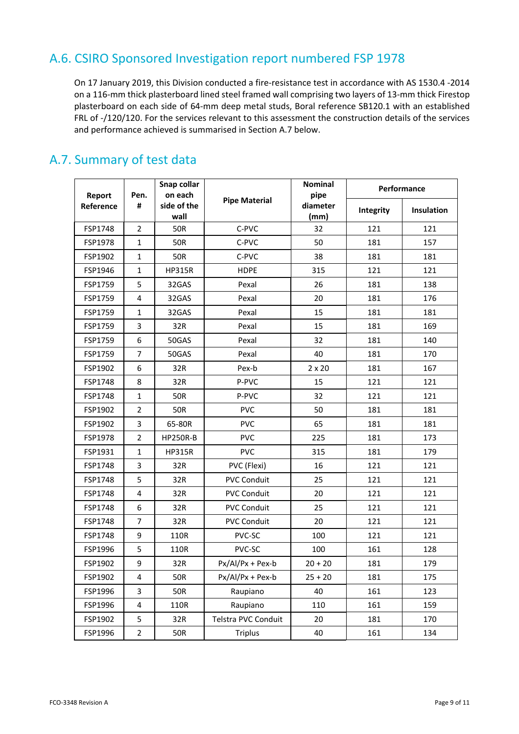## A.6. CSIRO Sponsored Investigation report numbered FSP 1978

On 17 January 2019, this Division conducted a fire-resistance test in accordance with AS 1530.4 -2014 on a 116-mm thick plasterboard lined steel framed wall comprising two layers of 13-mm thick Firestop plasterboard on each side of 64-mm deep metal studs, Boral reference SB120.1 with an established FRL of -/120/120. For the services relevant to this assessment the construction details of the services and performance achieved is summarised in Section A.7 below.

## A.7. Summary of test data

| Report Reference | Pen. # | Snap collar on each side of the wall | Pipe Material | Nominal pipe diameter (mm) | Performance | |
|---|---|---|---|---|---|---|
| | | | | | Integrity | Insulation |
| FSP1748 | 2 | 50R | C-PVC | 32 | 121 | 121 |
| FSP1978 | 1 | 50R | C-PVC | 50 | 181 | 157 |
| FSP1902 | 1 | 50R | C-PVC | 38 | 181 | 181 |
| FSP1946 | 1 | HP315R | HDPE | 315 | 121 | 121 |
| FSP1759 | 5 | 32GAS | Pexal | 26 | 181 | 138 |
| FSP1759 | 4 | 32GAS | Pexal | 20 | 181 | 176 |
| FSP1759 | 1 | 32GAS | Pexal | 15 | 181 | 181 |
| FSP1759 | 3 | 32R | Pexal | 15 | 181 | 169 |
| FSP1759 | 6 | 50GAS | Pexal | 32 | 181 | 140 |
| FSP1759 | 7 | 50GAS | Pexal | 40 | 181 | 170 |
| FSP1902 | 6 | 32R | Pex-b | 2 x 20 | 181 | 167 |
| FSP1748 | 8 | 32R | P-PVC | 15 | 121 | 121 |
| FSP1748 | 1 | 50R | P-PVC | 32 | 121 | 121 |
| FSP1902 | 2 | 50R | PVC | 50 | 181 | 181 |
| FSP1902 | 3 | 65-80R | PVC | 65 | 181 | 181 |
| FSP1978 | 2 | HP250R-B | PVC | 225 | 181 | 173 |
| FSP1931 | 1 | HP315R | PVC | 315 | 181 | 179 |
| FSP1748 | 3 | 32R | PVC (Flexi) | 16 | 121 | 121 |
| FSP1748 | 5 | 32R | PVC Conduit | 25 | 121 | 121 |
| FSP1748 | 4 | 32R | PVC Conduit | 20 | 121 | 121 |
| FSP1748 | 6 | 32R | PVC Conduit | 25 | 121 | 121 |
| FSP1748 | 7 | 32R | PVC Conduit | 20 | 121 | 121 |
| FSP1748 | 9 | 110R | PVC-SC | 100 | 121 | 121 |
| FSP1996 | 5 | 110R | PVC-SC | 100 | 161 | 128 |
| FSP1902 | 9 | 32R | Px/Al/Px + Pex-b | 20 + 20 | 181 | 179 |
| FSP1902 | 4 | 50R | Px/Al/Px + Pex-b | 25 + 20 | 181 | 175 |
| FSP1996 | 3 | 50R | Raupiano | 40 | 161 | 123 |
| FSP1996 | 4 | 110R | Raupiano | 110 | 161 | 159 |
| FSP1902 | 5 | 32R | Telstra PVC Conduit | 20 | 181 | 170 |
| FSP1996 | 2 | 50R | Triplus | 40 | 161 | 134 |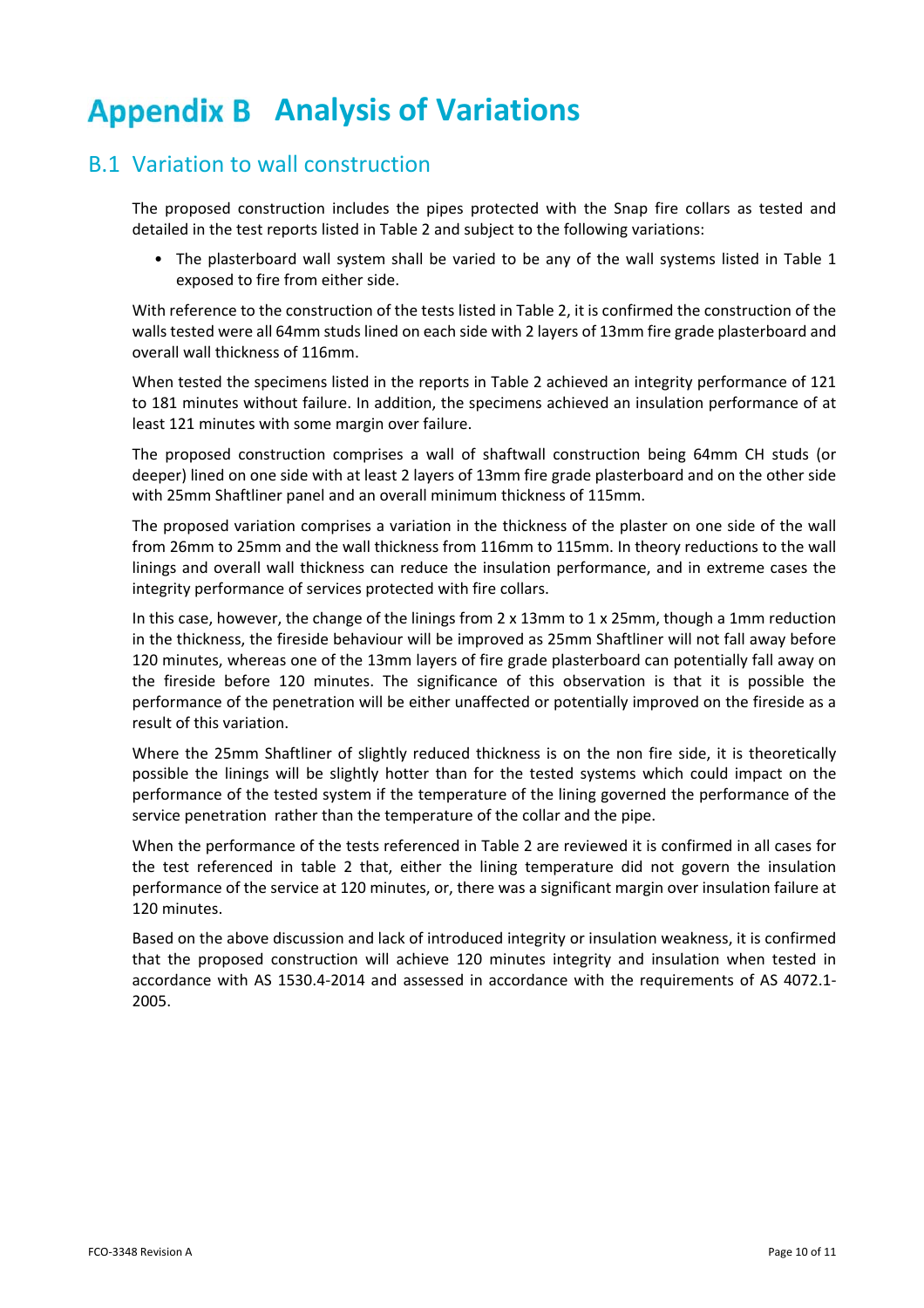# Appendix B Analysis of Variations

## B.1 Variation to wall construction

The proposed construction includes the pipes protected with the Snap fire collars as tested and detailed in the test reports listed in Table 2 and subject to the following variations:

- The plasterboard wall system shall be varied to be any of the wall systems listed in Table 1 exposed to fire from either side.

With reference to the construction of the tests listed in Table 2, it is confirmed the construction of the walls tested were all 64mm studs lined on each side with 2 layers of 13mm fire grade plasterboard and overall wall thickness of 116mm.

When tested the specimens listed in the reports in Table 2 achieved an integrity performance of 121 to 181 minutes without failure. In addition, the specimens achieved an insulation performance of at least 121 minutes with some margin over failure.

The proposed construction comprises a wall of shaftwall construction being 64mm CH studs (or deeper) lined on one side with at least 2 layers of 13mm fire grade plasterboard and on the other side with 25mm Shaftliner panel and an overall minimum thickness of 115mm.

The proposed variation comprises a variation in the thickness of the plaster on one side of the wall from 26mm to 25mm and the wall thickness from 116mm to 115mm. In theory reductions to the wall linings and overall wall thickness can reduce the insulation performance, and in extreme cases the integrity performance of services protected with fire collars.

In this case, however, the change of the linings from 2 x 13mm to 1 x 25mm, though a 1mm reduction in the thickness, the fireside behaviour will be improved as 25mm Shaftliner will not fall away before 120 minutes, whereas one of the 13mm layers of fire grade plasterboard can potentially fall away on the fireside before 120 minutes. The significance of this observation is that it is possible the performance of the penetration will be either unaffected or potentially improved on the fireside as a result of this variation.

Where the 25mm Shaftliner of slightly reduced thickness is on the non fire side, it is theoretically possible the linings will be slightly hotter than for the tested systems which could impact on the performance of the tested system if the temperature of the lining governed the performance of the service penetration rather than the temperature of the collar and the pipe.

When the performance of the tests referenced in Table 2 are reviewed it is confirmed in all cases for the test referenced in table 2 that, either the lining temperature did not govern the insulation performance of the service at 120 minutes, or, there was a significant margin over insulation failure at 120 minutes.

Based on the above discussion and lack of introduced integrity or insulation weakness, it is confirmed that the proposed construction will achieve 120 minutes integrity and insulation when tested in accordance with AS 1530.4-2014 and assessed in accordance with the requirements of AS 4072.1-2005.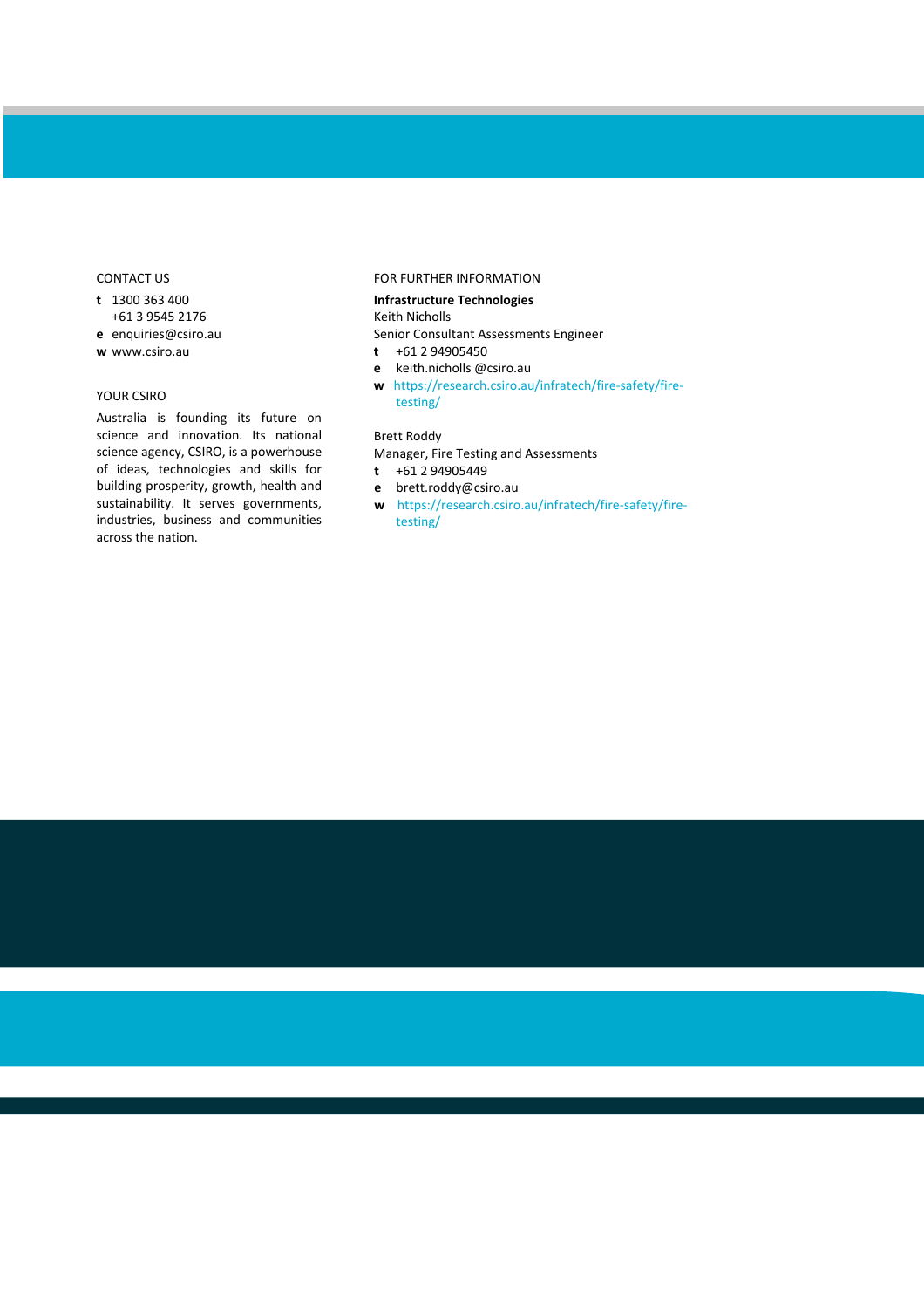CONTACT US

**t** 1300 363 400
+61 3 9545 2176
**e** enquiries@csiro.au
**w** www.csiro.au

YOUR CSIRO

Australia is founding its future on science and innovation. Its national science agency, CSIRO, is a powerhouse of ideas, technologies and skills for building prosperity, growth, health and sustainability. It serves governments, industries, business and communities across the nation.

FOR FURTHER INFORMATION

**Infrastructure Technologies**
Keith Nicholls
Senior Consultant Assessments Engineer
**t** +61 2 94905450
**e** keith.nicholls @csiro.au
**w** https://research.csiro.au/infratech/fire-safety/fire-testing/

Brett Roddy
Manager, Fire Testing and Assessments
**t** +61 2 94905449
**e** brett.roddy@csiro.au
**w** https://research.csiro.au/infratech/fire-safety/fire-testing/